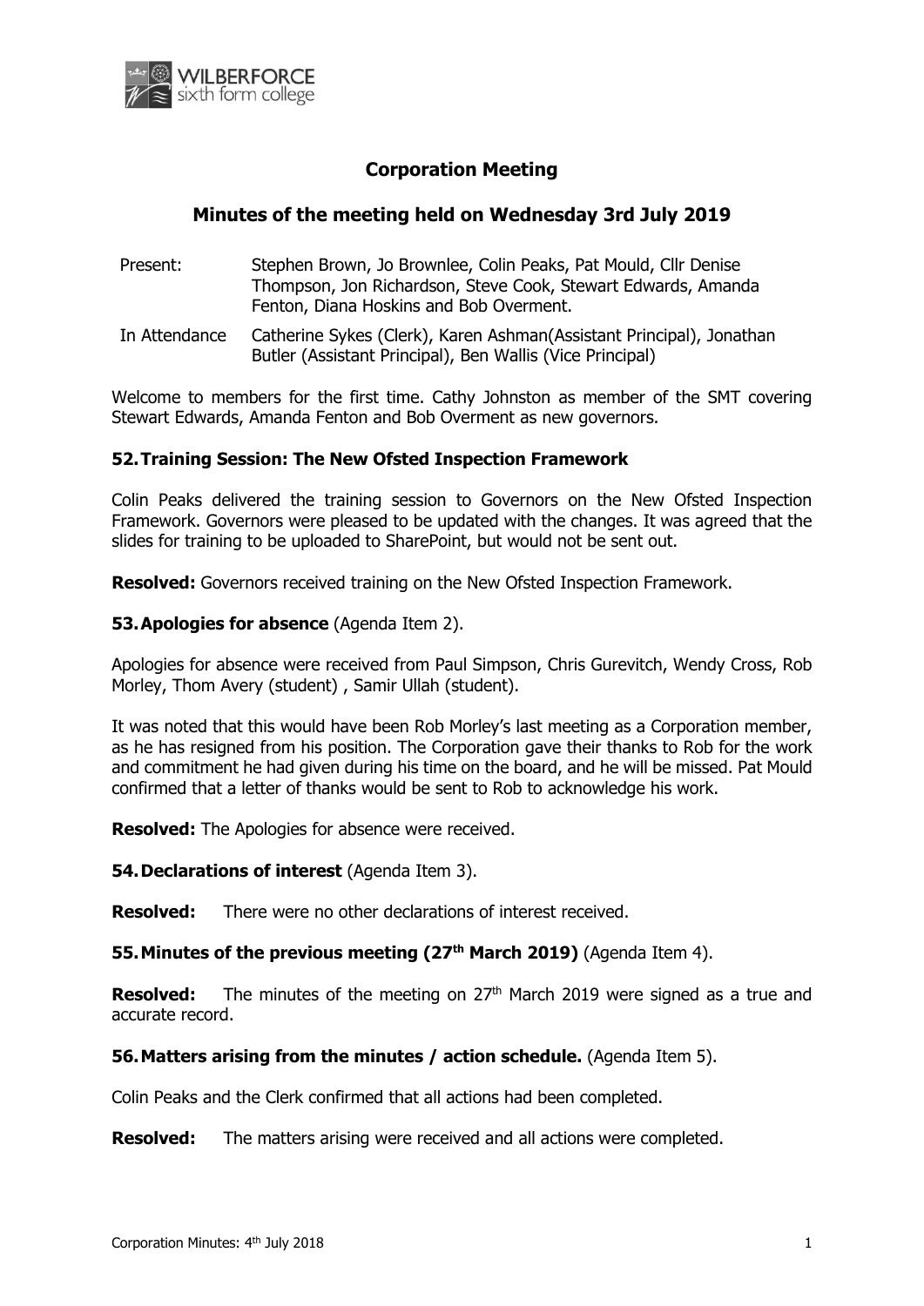# Corporation Meeting

## Minutes of the meeting held on Wednesday 3rd July 2019

| | |
|---|---|
| Present: | Stephen Brown, Jo Brownlee, Colin Peaks, Pat Mould, Cllr Denise Thompson, Jon Richardson, Steve Cook, Stewart Edwards, Amanda Fenton, Diana Hoskins and Bob Overment. |
| In Attendance | Catherine Sykes (Clerk), Karen Ashman(Assistant Principal), Jonathan Butler (Assistant Principal), Ben Wallis (Vice Principal) |

Welcome to members for the first time. Cathy Johnston as member of the SMT covering Stewart Edwards, Amanda Fenton and Bob Overment as new governors.

### 52. Training Session: The New Ofsted Inspection Framework

Colin Peaks delivered the training session to Governors on the New Ofsted Inspection Framework. Governors were pleased to be updated with the changes. It was agreed that the slides for training to be uploaded to SharePoint, but would not be sent out.

**Resolved:** Governors received training on the New Ofsted Inspection Framework.

### 53. Apologies for absence (Agenda Item 2).

Apologies for absence were received from Paul Simpson, Chris Gurevitch, Wendy Cross, Rob Morley, Thom Avery (student) , Samir Ullah (student).

It was noted that this would have been Rob Morley's last meeting as a Corporation member, as he has resigned from his position. The Corporation gave their thanks to Rob for the work and commitment he had given during his time on the board, and he will be missed. Pat Mould confirmed that a letter of thanks would be sent to Rob to acknowledge his work.

**Resolved:** The Apologies for absence were received.

### 54. Declarations of interest (Agenda Item 3).

**Resolved:** There were no other declarations of interest received.

### 55. Minutes of the previous meeting (27th March 2019) (Agenda Item 4).

**Resolved:** The minutes of the meeting on 27th March 2019 were signed as a true and accurate record.

### 56. Matters arising from the minutes / action schedule. (Agenda Item 5).

Colin Peaks and the Clerk confirmed that all actions had been completed.

**Resolved:** The matters arising were received and all actions were completed.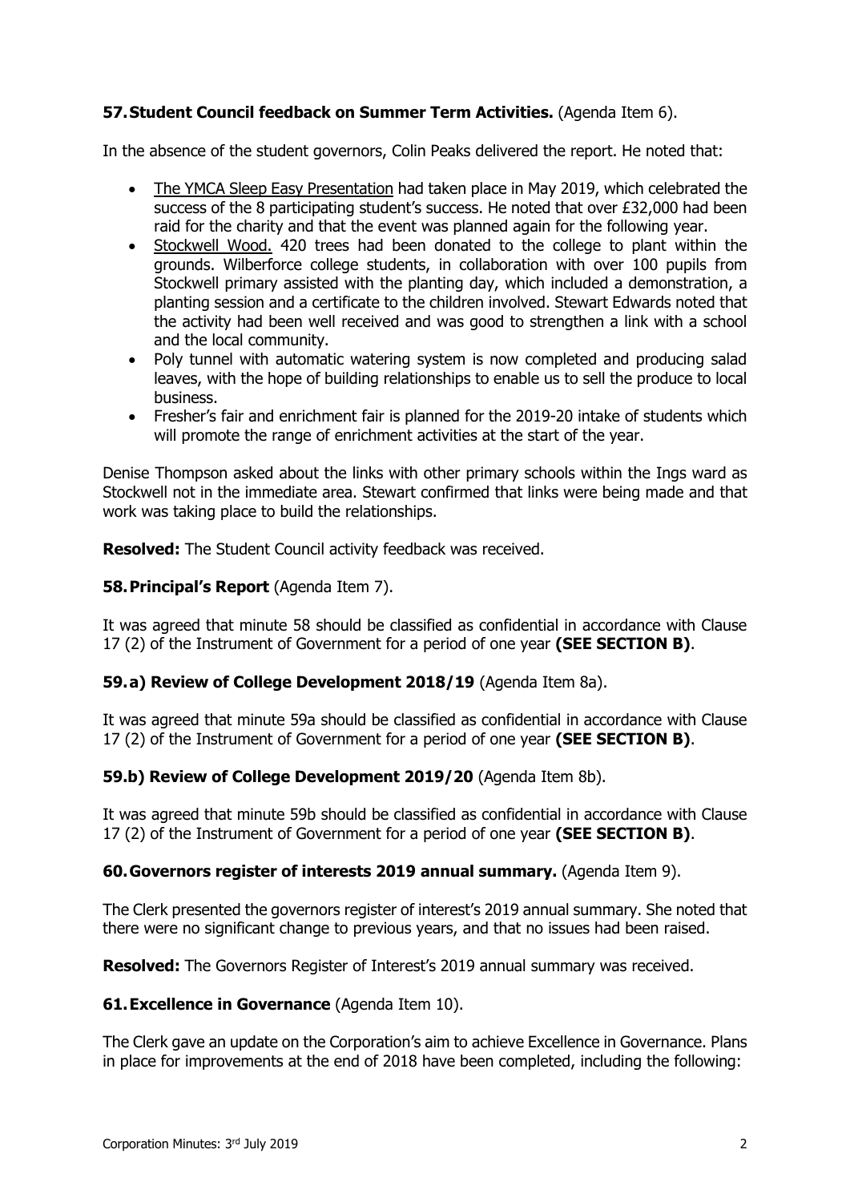### 57. Student Council feedback on Summer Term Activities. (Agenda Item 6).

In the absence of the student governors, Colin Peaks delivered the report. He noted that:

- The YMCA Sleep Easy Presentation had taken place in May 2019, which celebrated the success of the 8 participating student's success. He noted that over £32,000 had been raid for the charity and that the event was planned again for the following year.
- Stockwell Wood. 420 trees had been donated to the college to plant within the grounds. Wilberforce college students, in collaboration with over 100 pupils from Stockwell primary assisted with the planting day, which included a demonstration, a planting session and a certificate to the children involved. Stewart Edwards noted that the activity had been well received and was good to strengthen a link with a school and the local community.
- Poly tunnel with automatic watering system is now completed and producing salad leaves, with the hope of building relationships to enable us to sell the produce to local business.
- Fresher's fair and enrichment fair is planned for the 2019-20 intake of students which will promote the range of enrichment activities at the start of the year.

Denise Thompson asked about the links with other primary schools within the Ings ward as Stockwell not in the immediate area. Stewart confirmed that links were being made and that work was taking place to build the relationships.

**Resolved:** The Student Council activity feedback was received.

### 58. Principal's Report (Agenda Item 7).

It was agreed that minute 58 should be classified as confidential in accordance with Clause 17 (2) of the Instrument of Government for a period of one year **(SEE SECTION B)**.

### 59. a) Review of College Development 2018/19 (Agenda Item 8a).

It was agreed that minute 59a should be classified as confidential in accordance with Clause 17 (2) of the Instrument of Government for a period of one year **(SEE SECTION B)**.

### 59.b) Review of College Development 2019/20 (Agenda Item 8b).

It was agreed that minute 59b should be classified as confidential in accordance with Clause 17 (2) of the Instrument of Government for a period of one year **(SEE SECTION B)**.

### 60. Governors register of interests 2019 annual summary. (Agenda Item 9).

The Clerk presented the governors register of interest's 2019 annual summary. She noted that there were no significant change to previous years, and that no issues had been raised.

**Resolved:** The Governors Register of Interest's 2019 annual summary was received.

### 61. Excellence in Governance (Agenda Item 10).

The Clerk gave an update on the Corporation's aim to achieve Excellence in Governance. Plans in place for improvements at the end of 2018 have been completed, including the following: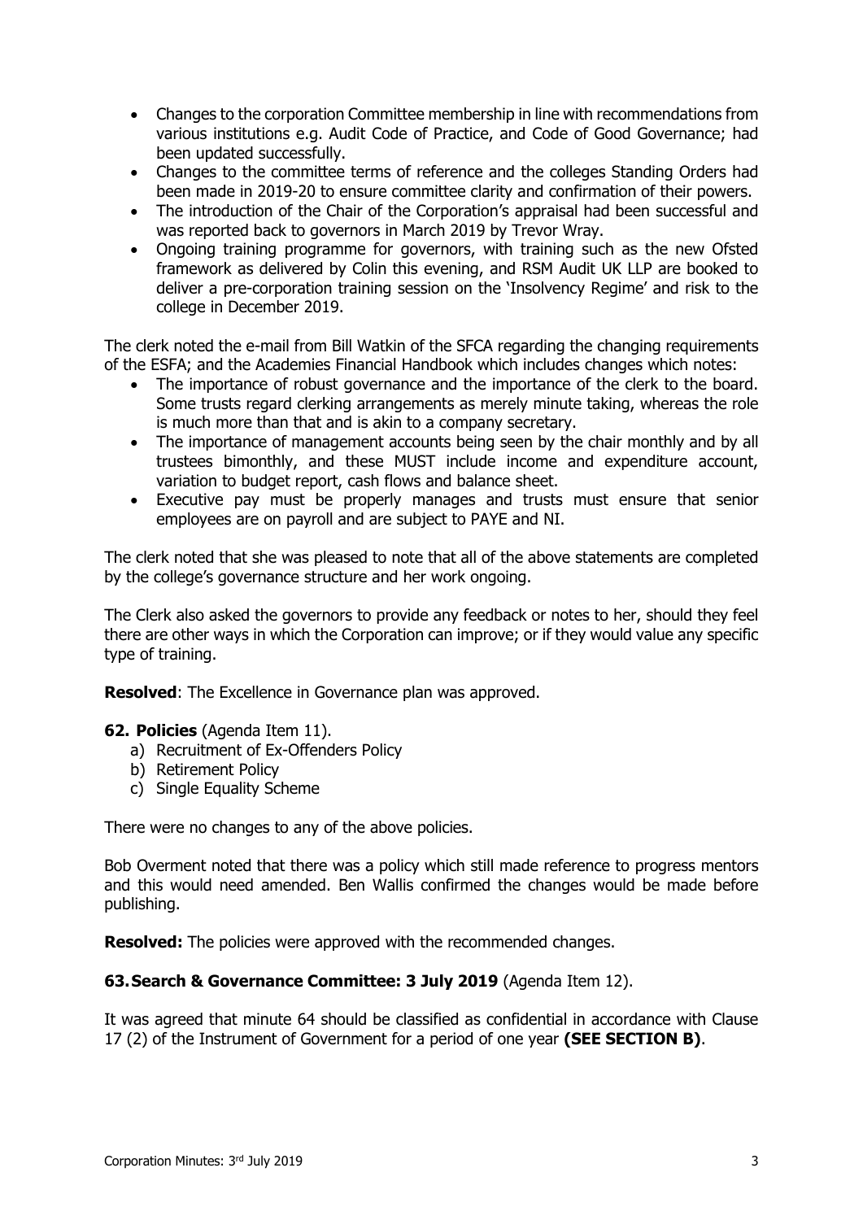- Changes to the corporation Committee membership in line with recommendations from various institutions e.g. Audit Code of Practice, and Code of Good Governance; had been updated successfully.
- Changes to the committee terms of reference and the colleges Standing Orders had been made in 2019-20 to ensure committee clarity and confirmation of their powers.
- The introduction of the Chair of the Corporation's appraisal had been successful and was reported back to governors in March 2019 by Trevor Wray.
- Ongoing training programme for governors, with training such as the new Ofsted framework as delivered by Colin this evening, and RSM Audit UK LLP are booked to deliver a pre-corporation training session on the 'Insolvency Regime' and risk to the college in December 2019.

The clerk noted the e-mail from Bill Watkin of the SFCA regarding the changing requirements of the ESFA; and the Academies Financial Handbook which includes changes which notes:

- The importance of robust governance and the importance of the clerk to the board. Some trusts regard clerking arrangements as merely minute taking, whereas the role is much more than that and is akin to a company secretary.
- The importance of management accounts being seen by the chair monthly and by all trustees bimonthly, and these MUST include income and expenditure account, variation to budget report, cash flows and balance sheet.
- Executive pay must be properly manages and trusts must ensure that senior employees are on payroll and are subject to PAYE and NI.

The clerk noted that she was pleased to note that all of the above statements are completed by the college's governance structure and her work ongoing.

The Clerk also asked the governors to provide any feedback or notes to her, should they feel there are other ways in which the Corporation can improve; or if they would value any specific type of training.

**Resolved**: The Excellence in Governance plan was approved.

**62. Policies** (Agenda Item 11).

a) Recruitment of Ex-Offenders Policy
b) Retirement Policy
c) Single Equality Scheme

There were no changes to any of the above policies.

Bob Overment noted that there was a policy which still made reference to progress mentors and this would need amended. Ben Wallis confirmed the changes would be made before publishing.

**Resolved:** The policies were approved with the recommended changes.

**63. Search & Governance Committee: 3 July 2019** (Agenda Item 12).

It was agreed that minute 64 should be classified as confidential in accordance with Clause 17 (2) of the Instrument of Government for a period of one year **(SEE SECTION B)**.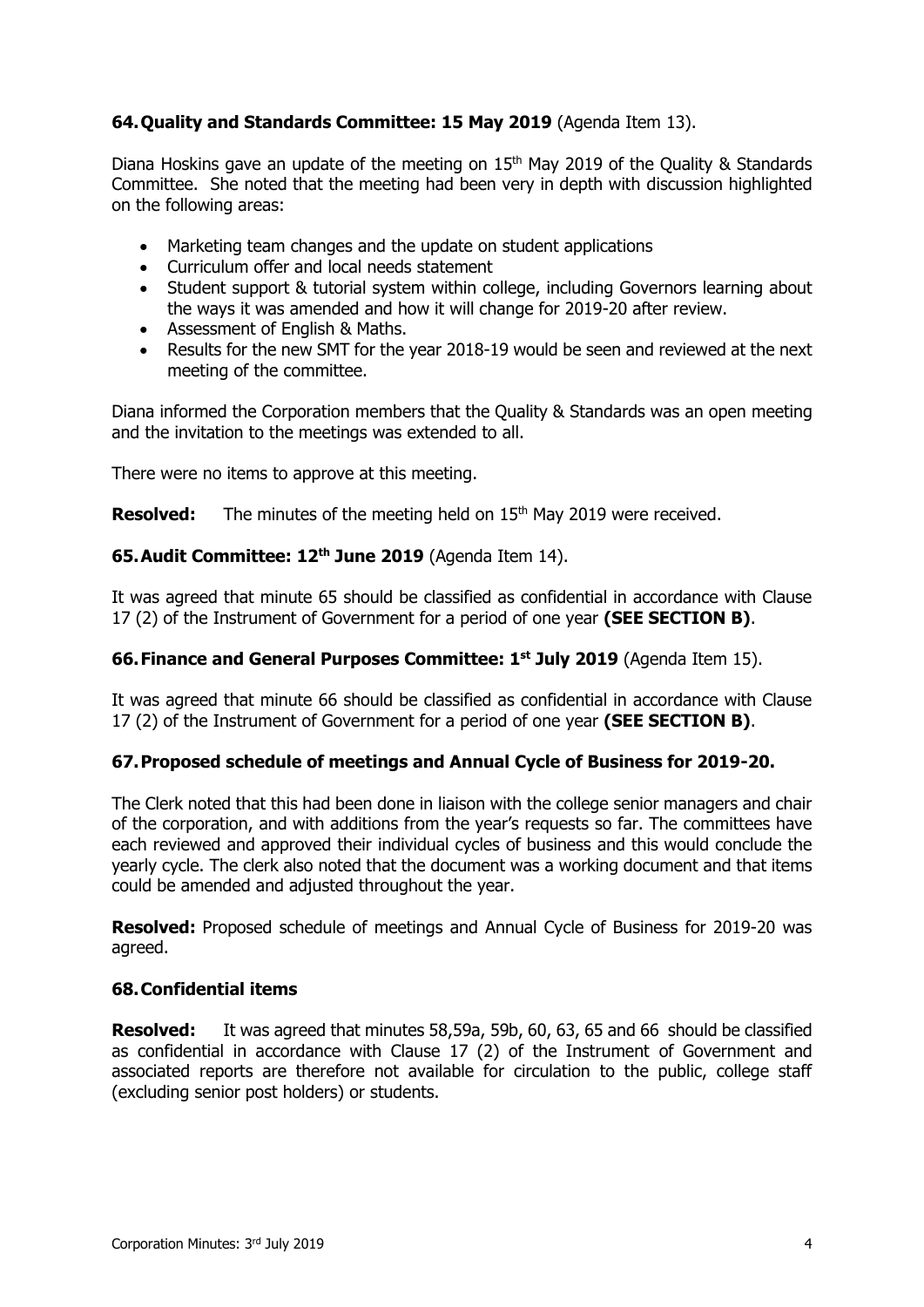## 64. Quality and Standards Committee: 15 May 2019 (Agenda Item 13).

Diana Hoskins gave an update of the meeting on 15th May 2019 of the Quality & Standards Committee. She noted that the meeting had been very in depth with discussion highlighted on the following areas:

- Marketing team changes and the update on student applications
- Curriculum offer and local needs statement
- Student support & tutorial system within college, including Governors learning about the ways it was amended and how it will change for 2019-20 after review.
- Assessment of English & Maths.
- Results for the new SMT for the year 2018-19 would be seen and reviewed at the next meeting of the committee.

Diana informed the Corporation members that the Quality & Standards was an open meeting and the invitation to the meetings was extended to all.

There were no items to approve at this meeting.

**Resolved:** The minutes of the meeting held on 15th May 2019 were received.

## 65. Audit Committee: 12th June 2019 (Agenda Item 14).

It was agreed that minute 65 should be classified as confidential in accordance with Clause 17 (2) of the Instrument of Government for a period of one year **(SEE SECTION B)**.

## 66. Finance and General Purposes Committee: 1st July 2019 (Agenda Item 15).

It was agreed that minute 66 should be classified as confidential in accordance with Clause 17 (2) of the Instrument of Government for a period of one year **(SEE SECTION B)**.

## 67. Proposed schedule of meetings and Annual Cycle of Business for 2019-20.

The Clerk noted that this had been done in liaison with the college senior managers and chair of the corporation, and with additions from the year's requests so far. The committees have each reviewed and approved their individual cycles of business and this would conclude the yearly cycle. The clerk also noted that the document was a working document and that items could be amended and adjusted throughout the year.

**Resolved:** Proposed schedule of meetings and Annual Cycle of Business for 2019-20 was agreed.

## 68. Confidential items

**Resolved:** It was agreed that minutes 58,59a, 59b, 60, 63, 65 and 66 should be classified as confidential in accordance with Clause 17 (2) of the Instrument of Government and associated reports are therefore not available for circulation to the public, college staff (excluding senior post holders) or students.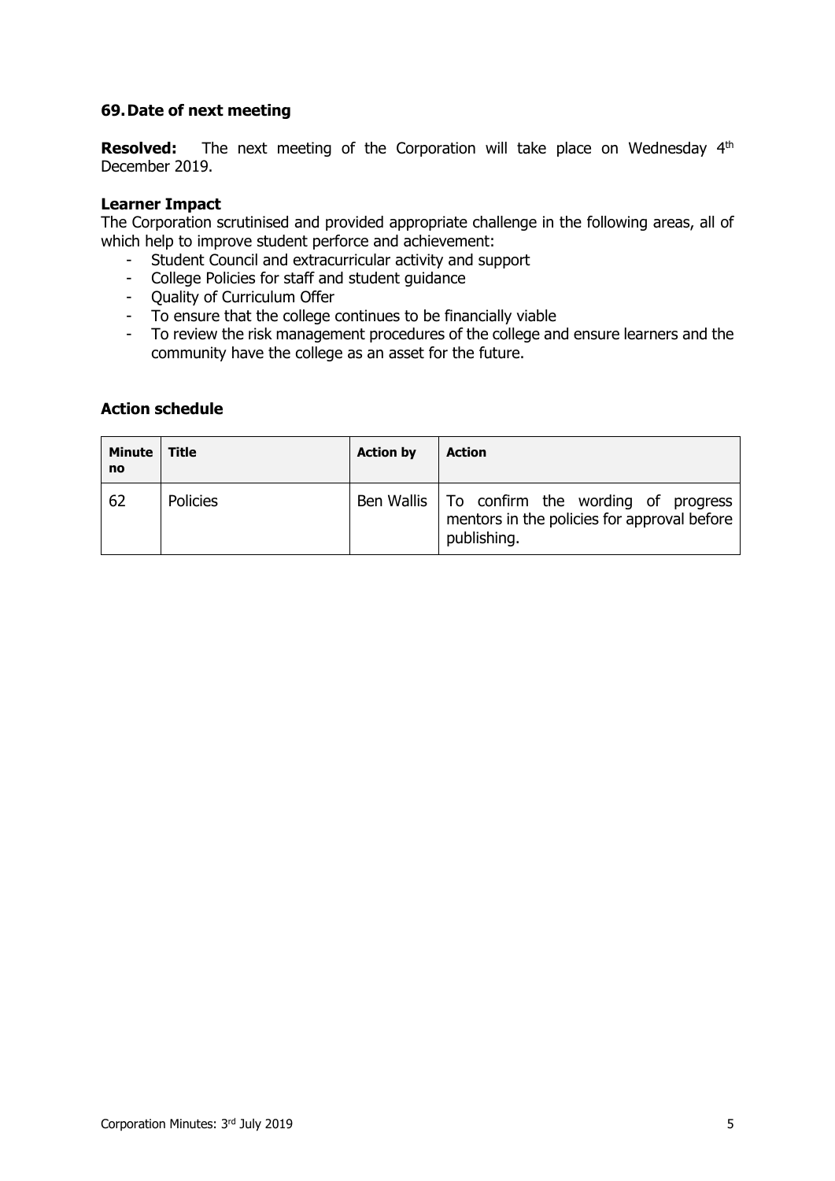## 69. Date of next meeting

**Resolved:** The next meeting of the Corporation will take place on Wednesday 4th December 2019.

### Learner Impact

The Corporation scrutinised and provided appropriate challenge in the following areas, all of which help to improve student perforce and achievement:

- Student Council and extracurricular activity and support
- College Policies for staff and student guidance
- Quality of Curriculum Offer
- To ensure that the college continues to be financially viable
- To review the risk management procedures of the college and ensure learners and the community have the college as an asset for the future.

### Action schedule

| Minute no | Title | Action by | Action |
|---|---|---|---|
| 62 | Policies | Ben Wallis | To confirm the wording of progress mentors in the policies for approval before publishing. |